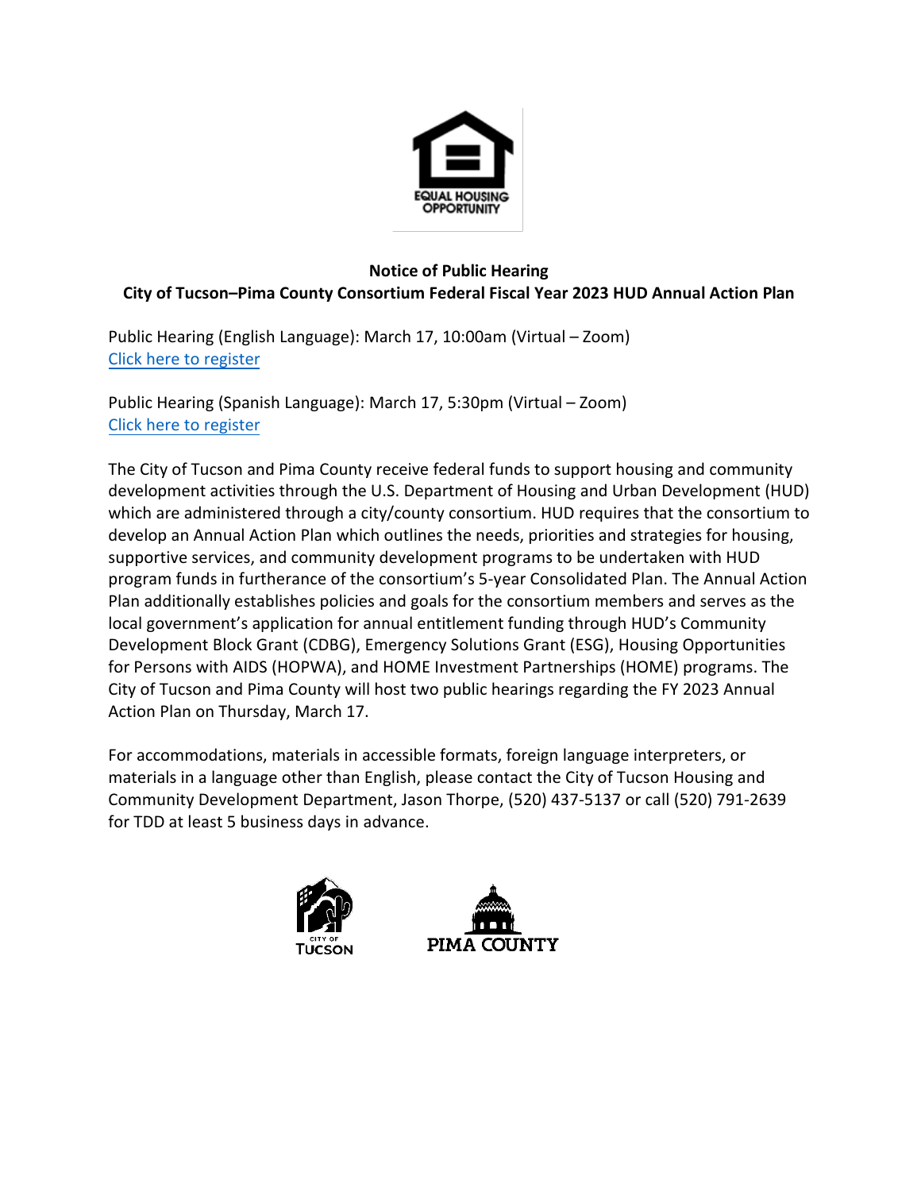**Notice of Public Hearing**
**City of Tucson–Pima County Consortium Federal Fiscal Year 2023 HUD Annual Action Plan**

Public Hearing (English Language): March 17, 10:00am (Virtual – Zoom)
Click here to register

Public Hearing (Spanish Language): March 17, 5:30pm (Virtual – Zoom)
Click here to register

The City of Tucson and Pima County receive federal funds to support housing and community development activities through the U.S. Department of Housing and Urban Development (HUD) which are administered through a city/county consortium. HUD requires that the consortium to develop an Annual Action Plan which outlines the needs, priorities and strategies for housing, supportive services, and community development programs to be undertaken with HUD program funds in furtherance of the consortium's 5-year Consolidated Plan. The Annual Action Plan additionally establishes policies and goals for the consortium members and serves as the local government's application for annual entitlement funding through HUD's Community Development Block Grant (CDBG), Emergency Solutions Grant (ESG), Housing Opportunities for Persons with AIDS (HOPWA), and HOME Investment Partnerships (HOME) programs. The City of Tucson and Pima County will host two public hearings regarding the FY 2023 Annual Action Plan on Thursday, March 17.

For accommodations, materials in accessible formats, foreign language interpreters, or materials in a language other than English, please contact the City of Tucson Housing and Community Development Department, Jason Thorpe, (520) 437-5137 or call (520) 791-2639 for TDD at least 5 business days in advance.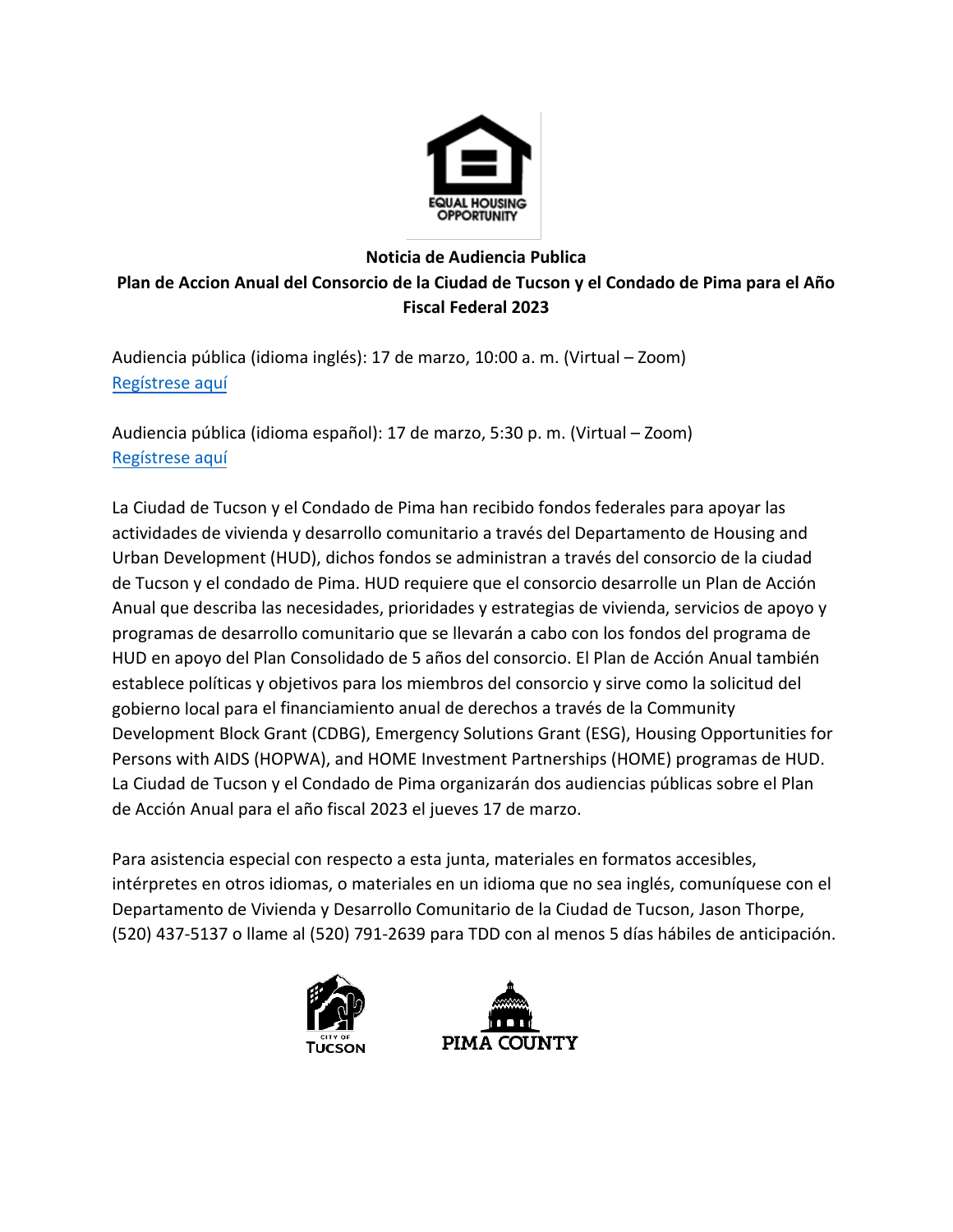EQUAL HOUSING OPPORTUNITY

**Noticia de Audiencia Publica**

**Plan de Accion Anual del Consorcio de la Ciudad de Tucson y el Condado de Pima para el Año Fiscal Federal 2023**

Audiencia pública (idioma inglés): 17 de marzo, 10:00 a. m. (Virtual – Zoom)
Regístrese aquí

Audiencia pública (idioma español): 17 de marzo, 5:30 p. m. (Virtual – Zoom)
Regístrese aquí

La Ciudad de Tucson y el Condado de Pima han recibido fondos federales para apoyar las actividades de vivienda y desarrollo comunitario a través del Departamento de Housing and Urban Development (HUD), dichos fondos se administran a través del consorcio de la ciudad de Tucson y el condado de Pima. HUD requiere que el consorcio desarrolle un Plan de Acción Anual que describa las necesidades, prioridades y estrategias de vivienda, servicios de apoyo y programas de desarrollo comunitario que se llevarán a cabo con los fondos del programa de HUD en apoyo del Plan Consolidado de 5 años del consorcio. El Plan de Acción Anual también establece políticas y objetivos para los miembros del consorcio y sirve como la solicitud del gobierno local para el financiamiento anual de derechos a través de la Community Development Block Grant (CDBG), Emergency Solutions Grant (ESG), Housing Opportunities for Persons with AIDS (HOPWA), and HOME Investment Partnerships (HOME) programas de HUD. La Ciudad de Tucson y el Condado de Pima organizarán dos audiencias públicas sobre el Plan de Acción Anual para el año fiscal 2023 el jueves 17 de marzo.

Para asistencia especial con respecto a esta junta, materiales en formatos accesibles, intérpretes en otros idiomas, o materiales en un idioma que no sea inglés, comuníquese con el Departamento de Vivienda y Desarrollo Comunitario de la Ciudad de Tucson, Jason Thorpe, (520) 437-5137 o llame al (520) 791-2639 para TDD con al menos 5 días hábiles de anticipación.

CITY OF TUCSON

PIMA COUNTY